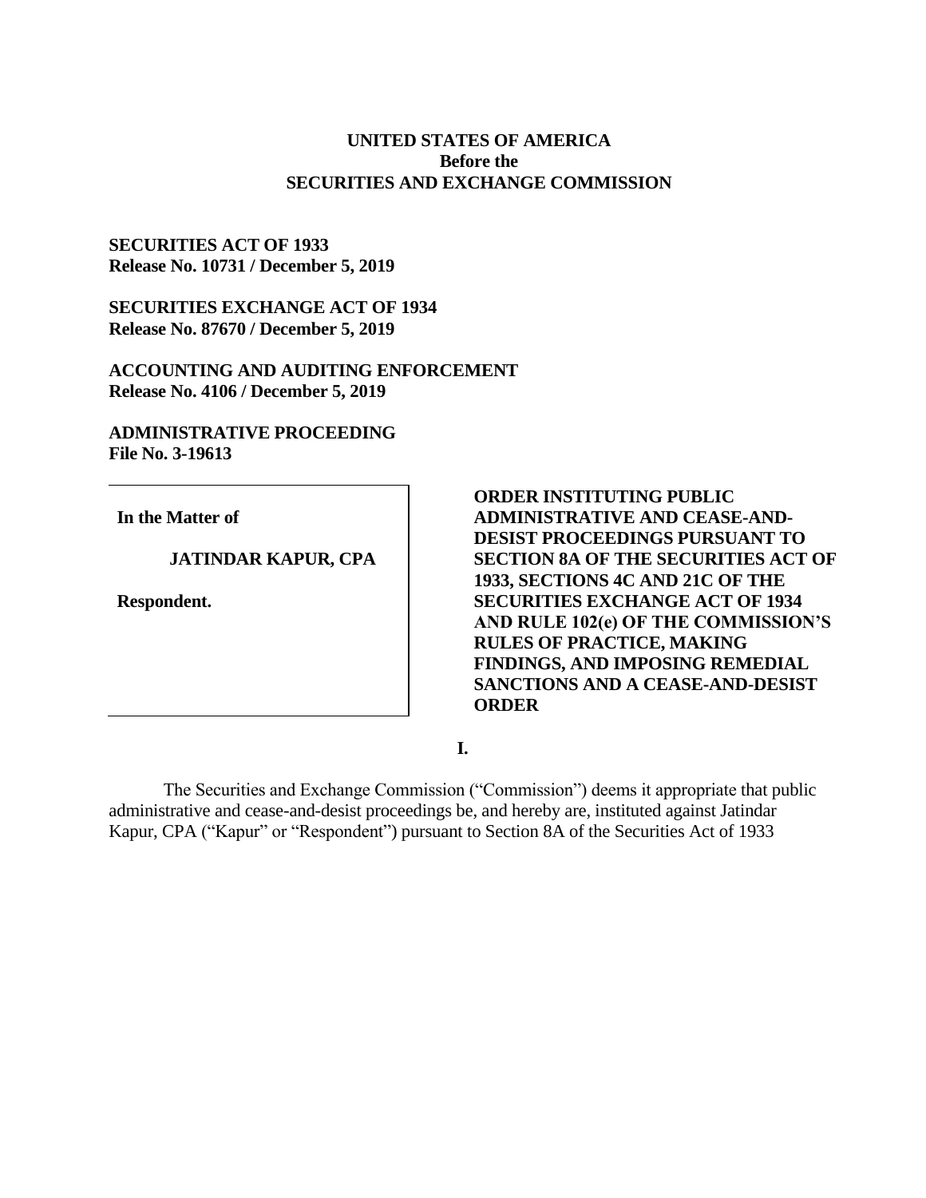**UNITED STATES OF AMERICA**
**Before the**
**SECURITIES AND EXCHANGE COMMISSION**

**SECURITIES ACT OF 1933**
**Release No. 10731 / December 5, 2019**

**SECURITIES EXCHANGE ACT OF 1934**
**Release No. 87670 / December 5, 2019**

**ACCOUNTING AND AUDITING ENFORCEMENT**
**Release No. 4106 / December 5, 2019**

**ADMINISTRATIVE PROCEEDING**
**File No. 3-19613**

**In the Matter of**

**JATINDAR KAPUR, CPA**

**Respondent.**

**ORDER INSTITUTING PUBLIC ADMINISTRATIVE AND CEASE-AND-DESIST PROCEEDINGS PURSUANT TO SECTION 8A OF THE SECURITIES ACT OF 1933, SECTIONS 4C AND 21C OF THE SECURITIES EXCHANGE ACT OF 1934 AND RULE 102(e) OF THE COMMISSION'S RULES OF PRACTICE, MAKING FINDINGS, AND IMPOSING REMEDIAL SANCTIONS AND A CEASE-AND-DESIST ORDER**

## I.

The Securities and Exchange Commission ("Commission") deems it appropriate that public administrative and cease-and-desist proceedings be, and hereby are, instituted against Jatindar Kapur, CPA ("Kapur" or "Respondent") pursuant to Section 8A of the Securities Act of 1933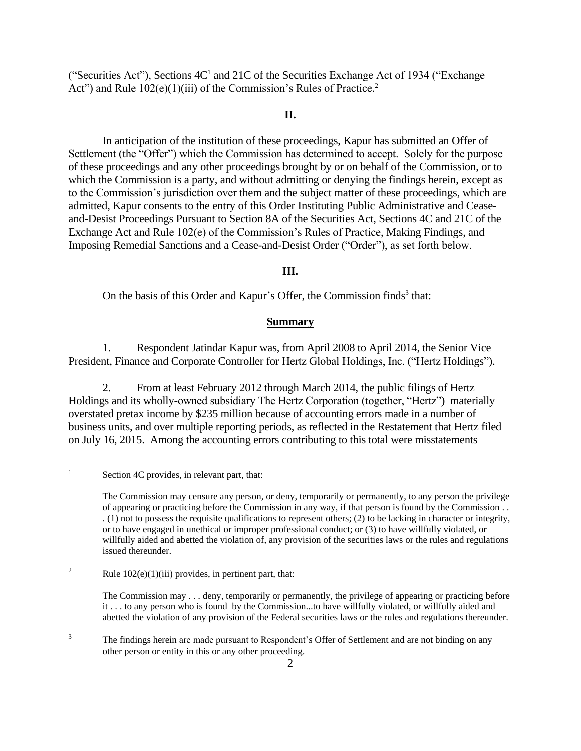("Securities Act"), Sections 4C[1] and 21C of the Securities Exchange Act of 1934 ("Exchange Act") and Rule 102(e)(1)(iii) of the Commission's Rules of Practice.[2]

## II.

In anticipation of the institution of these proceedings, Kapur has submitted an Offer of Settlement (the "Offer") which the Commission has determined to accept. Solely for the purpose of these proceedings and any other proceedings brought by or on behalf of the Commission, or to which the Commission is a party, and without admitting or denying the findings herein, except as to the Commission's jurisdiction over them and the subject matter of these proceedings, which are admitted, Kapur consents to the entry of this Order Instituting Public Administrative and Cease-and-Desist Proceedings Pursuant to Section 8A of the Securities Act, Sections 4C and 21C of the Exchange Act and Rule 102(e) of the Commission's Rules of Practice, Making Findings, and Imposing Remedial Sanctions and a Cease-and-Desist Order ("Order"), as set forth below.

## III.

On the basis of this Order and Kapur's Offer, the Commission finds[3] that:

### Summary

1. Respondent Jatindar Kapur was, from April 2008 to April 2014, the Senior Vice President, Finance and Corporate Controller for Hertz Global Holdings, Inc. ("Hertz Holdings").

2. From at least February 2012 through March 2014, the public filings of Hertz Holdings and its wholly-owned subsidiary The Hertz Corporation (together, "Hertz") materially overstated pretax income by $235 million because of accounting errors made in a number of business units, and over multiple reporting periods, as reflected in the Restatement that Hertz filed on July 16, 2015. Among the accounting errors contributing to this total were misstatements

---

[1] Section 4C provides, in relevant part, that:

> The Commission may censure any person, or deny, temporarily or permanently, to any person the privilege of appearing or practicing before the Commission in any way, if that person is found by the Commission . . . (1) not to possess the requisite qualifications to represent others; (2) to be lacking in character or integrity, or to have engaged in unethical or improper professional conduct; or (3) to have willfully violated, or willfully aided and abetted the violation of, any provision of the securities laws or the rules and regulations issued thereunder.

[2] Rule 102(e)(1)(iii) provides, in pertinent part, that:

> The Commission may . . . deny, temporarily or permanently, the privilege of appearing or practicing before it . . . to any person who is found by the Commission...to have willfully violated, or willfully aided and abetted the violation of any provision of the Federal securities laws or the rules and regulations thereunder.

[3] The findings herein are made pursuant to Respondent's Offer of Settlement and are not binding on any other person or entity in this or any other proceeding.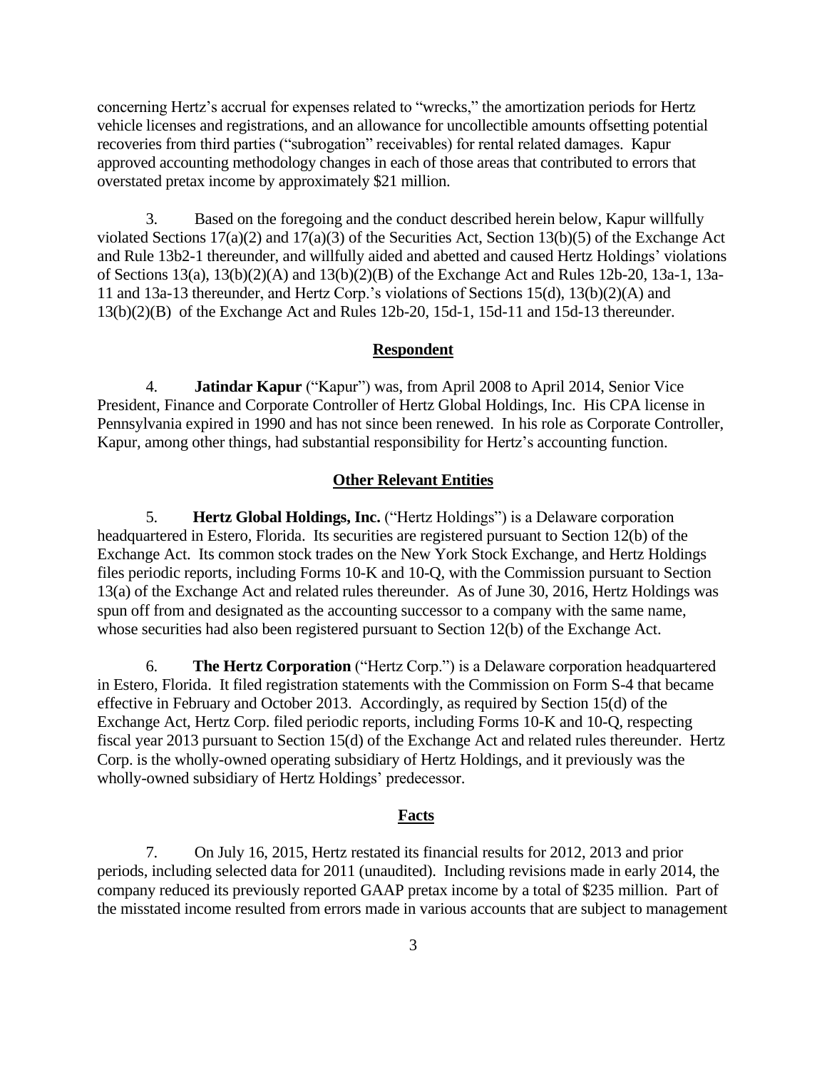concerning Hertz's accrual for expenses related to "wrecks," the amortization periods for Hertz vehicle licenses and registrations, and an allowance for uncollectible amounts offsetting potential recoveries from third parties ("subrogation" receivables) for rental related damages. Kapur approved accounting methodology changes in each of those areas that contributed to errors that overstated pretax income by approximately $21 million.

3. Based on the foregoing and the conduct described herein below, Kapur willfully violated Sections 17(a)(2) and 17(a)(3) of the Securities Act, Section 13(b)(5) of the Exchange Act and Rule 13b2-1 thereunder, and willfully aided and abetted and caused Hertz Holdings' violations of Sections 13(a), 13(b)(2)(A) and 13(b)(2)(B) of the Exchange Act and Rules 12b-20, 13a-1, 13a-11 and 13a-13 thereunder, and Hertz Corp.'s violations of Sections 15(d), 13(b)(2)(A) and 13(b)(2)(B) of the Exchange Act and Rules 12b-20, 15d-1, 15d-11 and 15d-13 thereunder.

## Respondent

4. **Jatindar Kapur** ("Kapur") was, from April 2008 to April 2014, Senior Vice President, Finance and Corporate Controller of Hertz Global Holdings, Inc. His CPA license in Pennsylvania expired in 1990 and has not since been renewed. In his role as Corporate Controller, Kapur, among other things, had substantial responsibility for Hertz's accounting function.

## Other Relevant Entities

5. **Hertz Global Holdings, Inc.** ("Hertz Holdings") is a Delaware corporation headquartered in Estero, Florida. Its securities are registered pursuant to Section 12(b) of the Exchange Act. Its common stock trades on the New York Stock Exchange, and Hertz Holdings files periodic reports, including Forms 10-K and 10-Q, with the Commission pursuant to Section 13(a) of the Exchange Act and related rules thereunder. As of June 30, 2016, Hertz Holdings was spun off from and designated as the accounting successor to a company with the same name, whose securities had also been registered pursuant to Section 12(b) of the Exchange Act.

6. **The Hertz Corporation** ("Hertz Corp.") is a Delaware corporation headquartered in Estero, Florida. It filed registration statements with the Commission on Form S-4 that became effective in February and October 2013. Accordingly, as required by Section 15(d) of the Exchange Act, Hertz Corp. filed periodic reports, including Forms 10-K and 10-Q, respecting fiscal year 2013 pursuant to Section 15(d) of the Exchange Act and related rules thereunder. Hertz Corp. is the wholly-owned operating subsidiary of Hertz Holdings, and it previously was the wholly-owned subsidiary of Hertz Holdings' predecessor.

## Facts

7. On July 16, 2015, Hertz restated its financial results for 2012, 2013 and prior periods, including selected data for 2011 (unaudited). Including revisions made in early 2014, the company reduced its previously reported GAAP pretax income by a total of $235 million. Part of the misstated income resulted from errors made in various accounts that are subject to management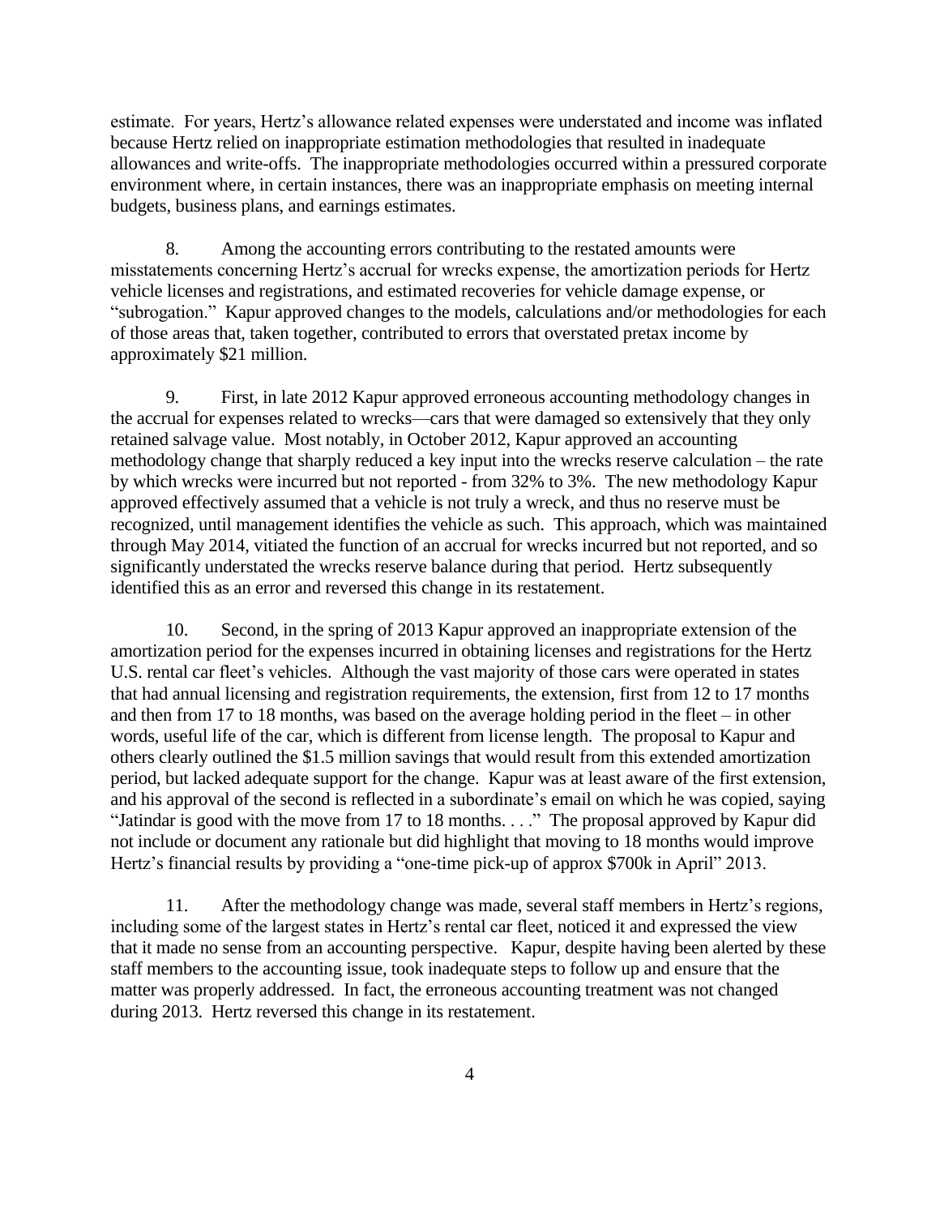estimate. For years, Hertz's allowance related expenses were understated and income was inflated because Hertz relied on inappropriate estimation methodologies that resulted in inadequate allowances and write-offs. The inappropriate methodologies occurred within a pressured corporate environment where, in certain instances, there was an inappropriate emphasis on meeting internal budgets, business plans, and earnings estimates.

8. Among the accounting errors contributing to the restated amounts were misstatements concerning Hertz's accrual for wrecks expense, the amortization periods for Hertz vehicle licenses and registrations, and estimated recoveries for vehicle damage expense, or "subrogation." Kapur approved changes to the models, calculations and/or methodologies for each of those areas that, taken together, contributed to errors that overstated pretax income by approximately $21 million.

9. First, in late 2012 Kapur approved erroneous accounting methodology changes in the accrual for expenses related to wrecks—cars that were damaged so extensively that they only retained salvage value. Most notably, in October 2012, Kapur approved an accounting methodology change that sharply reduced a key input into the wrecks reserve calculation – the rate by which wrecks were incurred but not reported - from 32% to 3%. The new methodology Kapur approved effectively assumed that a vehicle is not truly a wreck, and thus no reserve must be recognized, until management identifies the vehicle as such. This approach, which was maintained through May 2014, vitiated the function of an accrual for wrecks incurred but not reported, and so significantly understated the wrecks reserve balance during that period. Hertz subsequently identified this as an error and reversed this change in its restatement.

10. Second, in the spring of 2013 Kapur approved an inappropriate extension of the amortization period for the expenses incurred in obtaining licenses and registrations for the Hertz U.S. rental car fleet's vehicles. Although the vast majority of those cars were operated in states that had annual licensing and registration requirements, the extension, first from 12 to 17 months and then from 17 to 18 months, was based on the average holding period in the fleet – in other words, useful life of the car, which is different from license length. The proposal to Kapur and others clearly outlined the $1.5 million savings that would result from this extended amortization period, but lacked adequate support for the change. Kapur was at least aware of the first extension, and his approval of the second is reflected in a subordinate's email on which he was copied, saying "Jatindar is good with the move from 17 to 18 months. . . ." The proposal approved by Kapur did not include or document any rationale but did highlight that moving to 18 months would improve Hertz's financial results by providing a "one-time pick-up of approx $700k in April" 2013.

11. After the methodology change was made, several staff members in Hertz's regions, including some of the largest states in Hertz's rental car fleet, noticed it and expressed the view that it made no sense from an accounting perspective. Kapur, despite having been alerted by these staff members to the accounting issue, took inadequate steps to follow up and ensure that the matter was properly addressed. In fact, the erroneous accounting treatment was not changed during 2013. Hertz reversed this change in its restatement.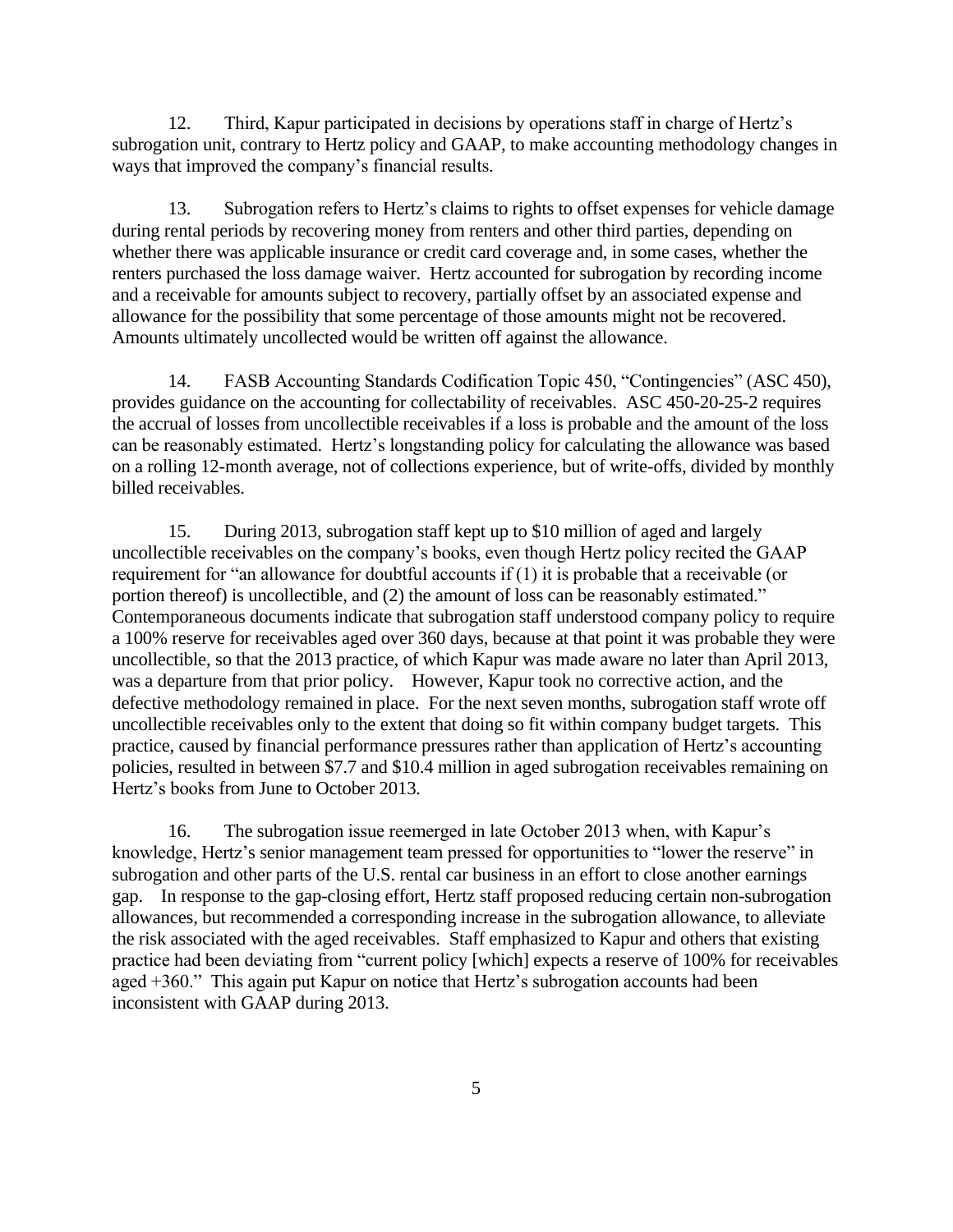12. Third, Kapur participated in decisions by operations staff in charge of Hertz's subrogation unit, contrary to Hertz policy and GAAP, to make accounting methodology changes in ways that improved the company's financial results.

13. Subrogation refers to Hertz's claims to rights to offset expenses for vehicle damage during rental periods by recovering money from renters and other third parties, depending on whether there was applicable insurance or credit card coverage and, in some cases, whether the renters purchased the loss damage waiver. Hertz accounted for subrogation by recording income and a receivable for amounts subject to recovery, partially offset by an associated expense and allowance for the possibility that some percentage of those amounts might not be recovered. Amounts ultimately uncollected would be written off against the allowance.

14. FASB Accounting Standards Codification Topic 450, "Contingencies" (ASC 450), provides guidance on the accounting for collectability of receivables. ASC 450-20-25-2 requires the accrual of losses from uncollectible receivables if a loss is probable and the amount of the loss can be reasonably estimated. Hertz's longstanding policy for calculating the allowance was based on a rolling 12-month average, not of collections experience, but of write-offs, divided by monthly billed receivables.

15. During 2013, subrogation staff kept up to $10 million of aged and largely uncollectible receivables on the company's books, even though Hertz policy recited the GAAP requirement for "an allowance for doubtful accounts if (1) it is probable that a receivable (or portion thereof) is uncollectible, and (2) the amount of loss can be reasonably estimated." Contemporaneous documents indicate that subrogation staff understood company policy to require a 100% reserve for receivables aged over 360 days, because at that point it was probable they were uncollectible, so that the 2013 practice, of which Kapur was made aware no later than April 2013, was a departure from that prior policy. However, Kapur took no corrective action, and the defective methodology remained in place. For the next seven months, subrogation staff wrote off uncollectible receivables only to the extent that doing so fit within company budget targets. This practice, caused by financial performance pressures rather than application of Hertz's accounting policies, resulted in between $7.7 and $10.4 million in aged subrogation receivables remaining on Hertz's books from June to October 2013.

16. The subrogation issue reemerged in late October 2013 when, with Kapur's knowledge, Hertz's senior management team pressed for opportunities to "lower the reserve" in subrogation and other parts of the U.S. rental car business in an effort to close another earnings gap. In response to the gap-closing effort, Hertz staff proposed reducing certain non-subrogation allowances, but recommended a corresponding increase in the subrogation allowance, to alleviate the risk associated with the aged receivables. Staff emphasized to Kapur and others that existing practice had been deviating from "current policy [which] expects a reserve of 100% for receivables aged +360." This again put Kapur on notice that Hertz's subrogation accounts had been inconsistent with GAAP during 2013.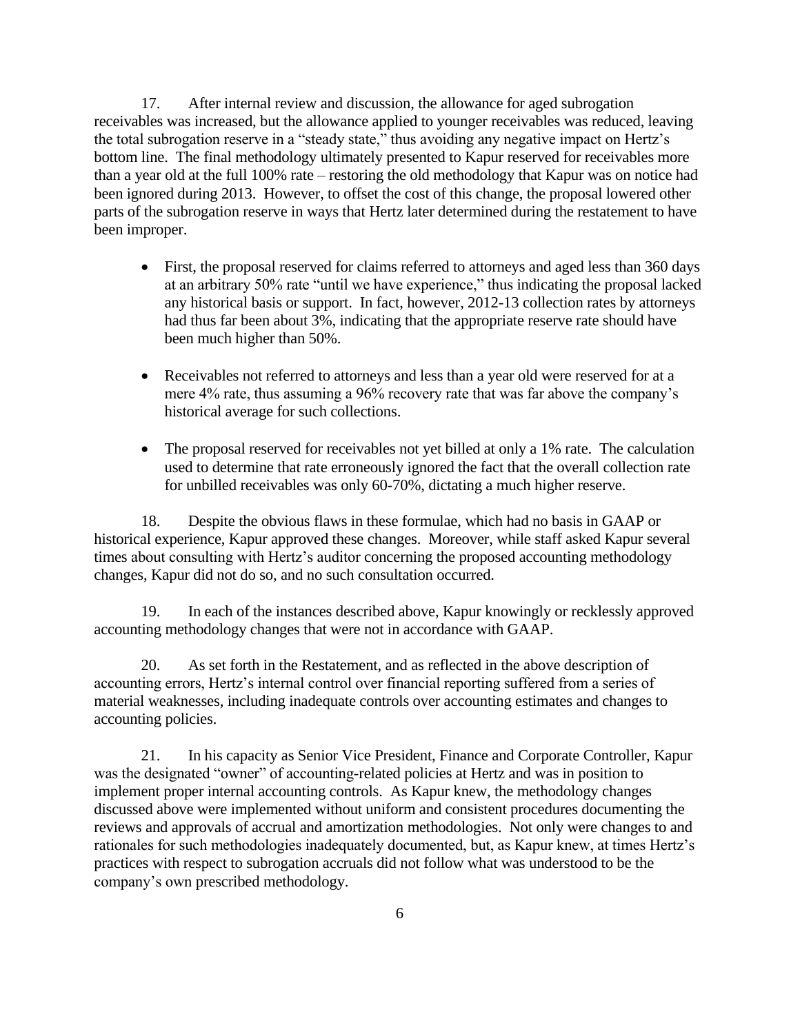17. After internal review and discussion, the allowance for aged subrogation receivables was increased, but the allowance applied to younger receivables was reduced, leaving the total subrogation reserve in a "steady state," thus avoiding any negative impact on Hertz's bottom line. The final methodology ultimately presented to Kapur reserved for receivables more than a year old at the full 100% rate – restoring the old methodology that Kapur was on notice had been ignored during 2013. However, to offset the cost of this change, the proposal lowered other parts of the subrogation reserve in ways that Hertz later determined during the restatement to have been improper.

- First, the proposal reserved for claims referred to attorneys and aged less than 360 days at an arbitrary 50% rate "until we have experience," thus indicating the proposal lacked any historical basis or support. In fact, however, 2012-13 collection rates by attorneys had thus far been about 3%, indicating that the appropriate reserve rate should have been much higher than 50%.
- Receivables not referred to attorneys and less than a year old were reserved for at a mere 4% rate, thus assuming a 96% recovery rate that was far above the company's historical average for such collections.
- The proposal reserved for receivables not yet billed at only a 1% rate. The calculation used to determine that rate erroneously ignored the fact that the overall collection rate for unbilled receivables was only 60-70%, dictating a much higher reserve.

18. Despite the obvious flaws in these formulae, which had no basis in GAAP or historical experience, Kapur approved these changes. Moreover, while staff asked Kapur several times about consulting with Hertz's auditor concerning the proposed accounting methodology changes, Kapur did not do so, and no such consultation occurred.

19. In each of the instances described above, Kapur knowingly or recklessly approved accounting methodology changes that were not in accordance with GAAP.

20. As set forth in the Restatement, and as reflected in the above description of accounting errors, Hertz's internal control over financial reporting suffered from a series of material weaknesses, including inadequate controls over accounting estimates and changes to accounting policies.

21. In his capacity as Senior Vice President, Finance and Corporate Controller, Kapur was the designated "owner" of accounting-related policies at Hertz and was in position to implement proper internal accounting controls. As Kapur knew, the methodology changes discussed above were implemented without uniform and consistent procedures documenting the reviews and approvals of accrual and amortization methodologies. Not only were changes to and rationales for such methodologies inadequately documented, but, as Kapur knew, at times Hertz's practices with respect to subrogation accruals did not follow what was understood to be the company's own prescribed methodology.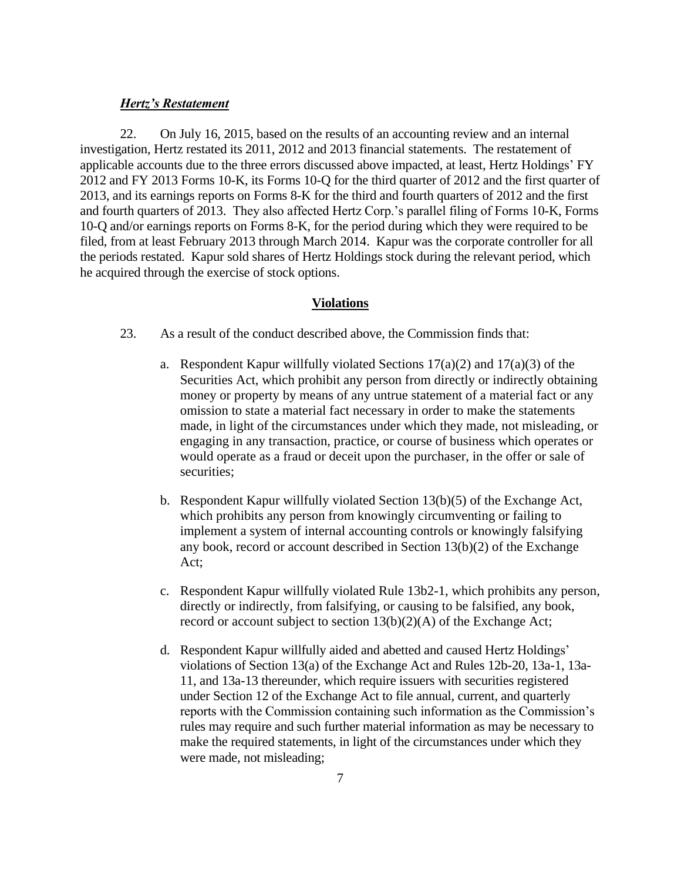***Hertz's Restatement***

22. On July 16, 2015, based on the results of an accounting review and an internal investigation, Hertz restated its 2011, 2012 and 2013 financial statements. The restatement of applicable accounts due to the three errors discussed above impacted, at least, Hertz Holdings' FY 2012 and FY 2013 Forms 10-K, its Forms 10-Q for the third quarter of 2012 and the first quarter of 2013, and its earnings reports on Forms 8-K for the third and fourth quarters of 2012 and the first and fourth quarters of 2013. They also affected Hertz Corp.'s parallel filing of Forms 10-K, Forms 10-Q and/or earnings reports on Forms 8-K, for the period during which they were required to be filed, from at least February 2013 through March 2014. Kapur was the corporate controller for all the periods restated. Kapur sold shares of Hertz Holdings stock during the relevant period, which he acquired through the exercise of stock options.

## Violations

23. As a result of the conduct described above, the Commission finds that:

a. Respondent Kapur willfully violated Sections 17(a)(2) and 17(a)(3) of the Securities Act, which prohibit any person from directly or indirectly obtaining money or property by means of any untrue statement of a material fact or any omission to state a material fact necessary in order to make the statements made, in light of the circumstances under which they made, not misleading, or engaging in any transaction, practice, or course of business which operates or would operate as a fraud or deceit upon the purchaser, in the offer or sale of securities;

b. Respondent Kapur willfully violated Section 13(b)(5) of the Exchange Act, which prohibits any person from knowingly circumventing or failing to implement a system of internal accounting controls or knowingly falsifying any book, record or account described in Section 13(b)(2) of the Exchange Act;

c. Respondent Kapur willfully violated Rule 13b2-1, which prohibits any person, directly or indirectly, from falsifying, or causing to be falsified, any book, record or account subject to section 13(b)(2)(A) of the Exchange Act;

d. Respondent Kapur willfully aided and abetted and caused Hertz Holdings' violations of Section 13(a) of the Exchange Act and Rules 12b-20, 13a-1, 13a-11, and 13a-13 thereunder, which require issuers with securities registered under Section 12 of the Exchange Act to file annual, current, and quarterly reports with the Commission containing such information as the Commission's rules may require and such further material information as may be necessary to make the required statements, in light of the circumstances under which they were made, not misleading;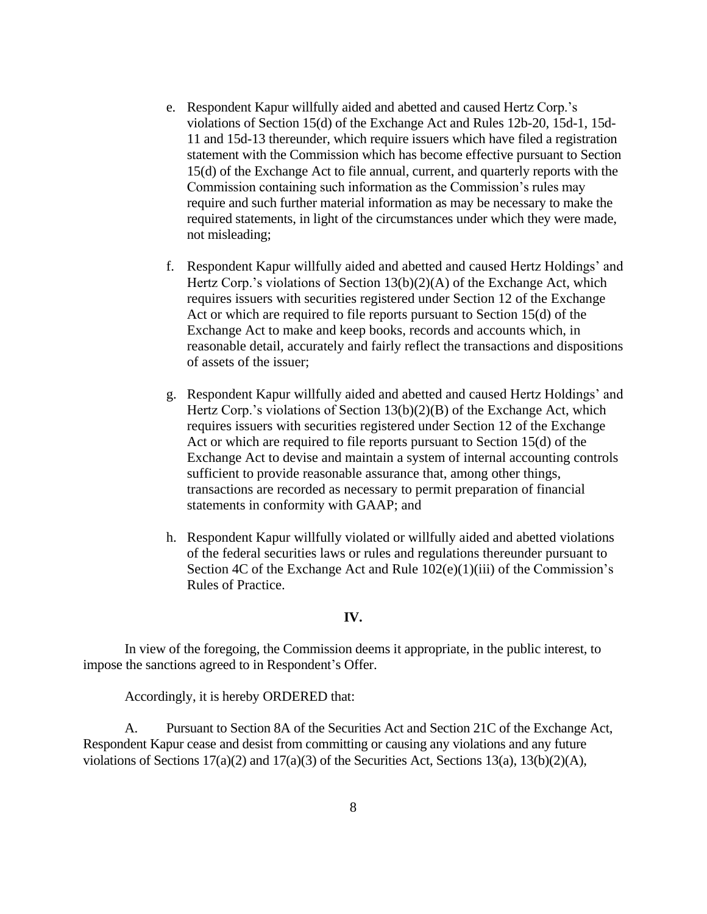e. Respondent Kapur willfully aided and abetted and caused Hertz Corp.'s violations of Section 15(d) of the Exchange Act and Rules 12b-20, 15d-1, 15d-11 and 15d-13 thereunder, which require issuers which have filed a registration statement with the Commission which has become effective pursuant to Section 15(d) of the Exchange Act to file annual, current, and quarterly reports with the Commission containing such information as the Commission's rules may require and such further material information as may be necessary to make the required statements, in light of the circumstances under which they were made, not misleading;

f. Respondent Kapur willfully aided and abetted and caused Hertz Holdings' and Hertz Corp.'s violations of Section 13(b)(2)(A) of the Exchange Act, which requires issuers with securities registered under Section 12 of the Exchange Act or which are required to file reports pursuant to Section 15(d) of the Exchange Act to make and keep books, records and accounts which, in reasonable detail, accurately and fairly reflect the transactions and dispositions of assets of the issuer;

g. Respondent Kapur willfully aided and abetted and caused Hertz Holdings' and Hertz Corp.'s violations of Section 13(b)(2)(B) of the Exchange Act, which requires issuers with securities registered under Section 12 of the Exchange Act or which are required to file reports pursuant to Section 15(d) of the Exchange Act to devise and maintain a system of internal accounting controls sufficient to provide reasonable assurance that, among other things, transactions are recorded as necessary to permit preparation of financial statements in conformity with GAAP; and

h. Respondent Kapur willfully violated or willfully aided and abetted violations of the federal securities laws or rules and regulations thereunder pursuant to Section 4C of the Exchange Act and Rule 102(e)(1)(iii) of the Commission's Rules of Practice.

## IV.

In view of the foregoing, the Commission deems it appropriate, in the public interest, to impose the sanctions agreed to in Respondent's Offer.

Accordingly, it is hereby ORDERED that:

A. Pursuant to Section 8A of the Securities Act and Section 21C of the Exchange Act, Respondent Kapur cease and desist from committing or causing any violations and any future violations of Sections 17(a)(2) and 17(a)(3) of the Securities Act, Sections 13(a), 13(b)(2)(A),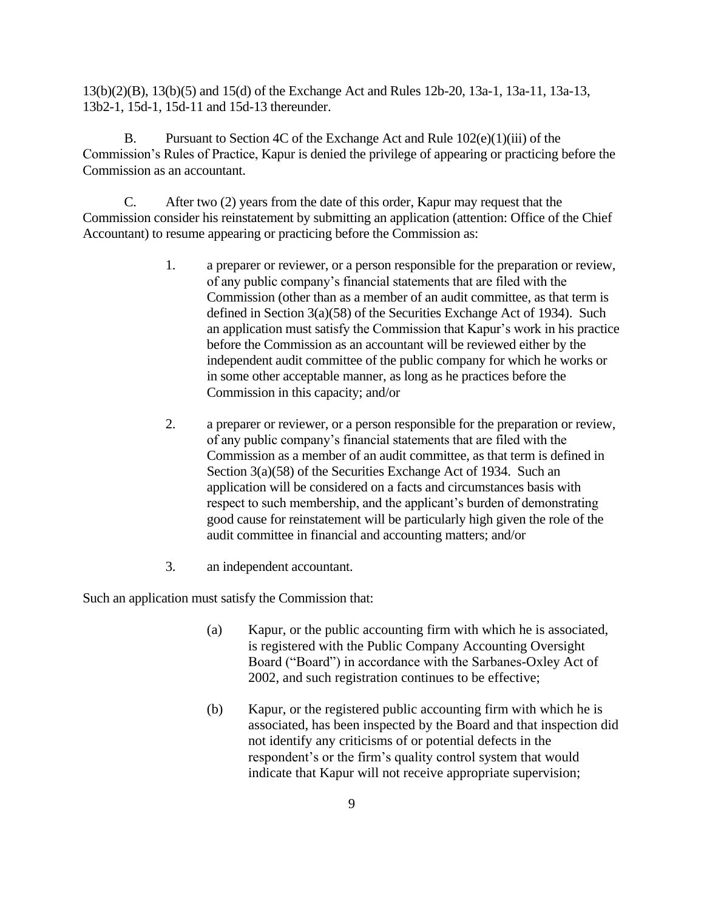13(b)(2)(B), 13(b)(5) and 15(d) of the Exchange Act and Rules 12b-20, 13a-1, 13a-11, 13a-13, 13b2-1, 15d-1, 15d-11 and 15d-13 thereunder.

B. Pursuant to Section 4C of the Exchange Act and Rule 102(e)(1)(iii) of the Commission's Rules of Practice, Kapur is denied the privilege of appearing or practicing before the Commission as an accountant.

C. After two (2) years from the date of this order, Kapur may request that the Commission consider his reinstatement by submitting an application (attention: Office of the Chief Accountant) to resume appearing or practicing before the Commission as:

1. a preparer or reviewer, or a person responsible for the preparation or review, of any public company's financial statements that are filed with the Commission (other than as a member of an audit committee, as that term is defined in Section 3(a)(58) of the Securities Exchange Act of 1934). Such an application must satisfy the Commission that Kapur's work in his practice before the Commission as an accountant will be reviewed either by the independent audit committee of the public company for which he works or in some other acceptable manner, as long as he practices before the Commission in this capacity; and/or

2. a preparer or reviewer, or a person responsible for the preparation or review, of any public company's financial statements that are filed with the Commission as a member of an audit committee, as that term is defined in Section 3(a)(58) of the Securities Exchange Act of 1934. Such an application will be considered on a facts and circumstances basis with respect to such membership, and the applicant's burden of demonstrating good cause for reinstatement will be particularly high given the role of the audit committee in financial and accounting matters; and/or

3. an independent accountant.

Such an application must satisfy the Commission that:

(a) Kapur, or the public accounting firm with which he is associated, is registered with the Public Company Accounting Oversight Board ("Board") in accordance with the Sarbanes-Oxley Act of 2002, and such registration continues to be effective;

(b) Kapur, or the registered public accounting firm with which he is associated, has been inspected by the Board and that inspection did not identify any criticisms of or potential defects in the respondent's or the firm's quality control system that would indicate that Kapur will not receive appropriate supervision;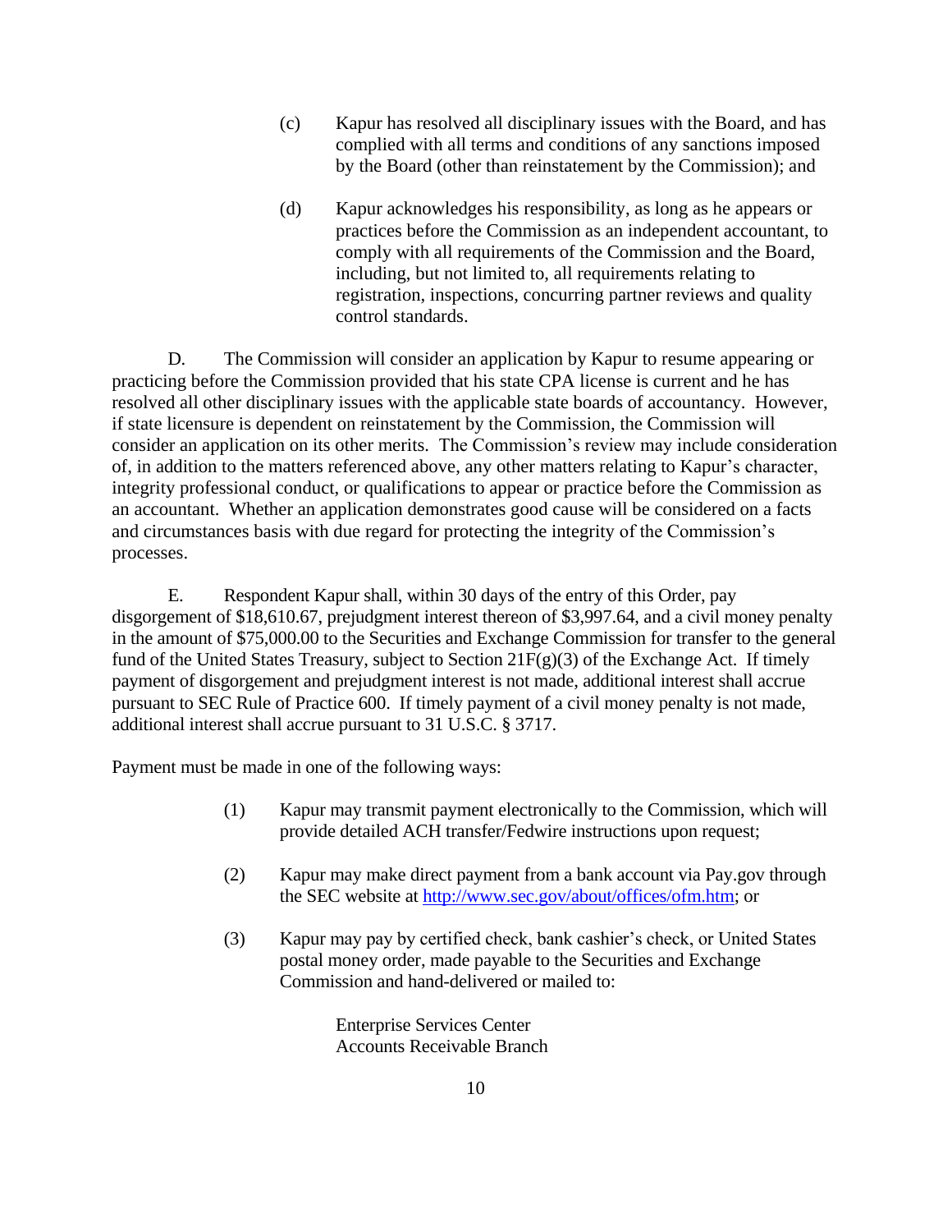(c) Kapur has resolved all disciplinary issues with the Board, and has complied with all terms and conditions of any sanctions imposed by the Board (other than reinstatement by the Commission); and

(d) Kapur acknowledges his responsibility, as long as he appears or practices before the Commission as an independent accountant, to comply with all requirements of the Commission and the Board, including, but not limited to, all requirements relating to registration, inspections, concurring partner reviews and quality control standards.

D. The Commission will consider an application by Kapur to resume appearing or practicing before the Commission provided that his state CPA license is current and he has resolved all other disciplinary issues with the applicable state boards of accountancy. However, if state licensure is dependent on reinstatement by the Commission, the Commission will consider an application on its other merits. The Commission's review may include consideration of, in addition to the matters referenced above, any other matters relating to Kapur's character, integrity professional conduct, or qualifications to appear or practice before the Commission as an accountant. Whether an application demonstrates good cause will be considered on a facts and circumstances basis with due regard for protecting the integrity of the Commission's processes.

E. Respondent Kapur shall, within 30 days of the entry of this Order, pay disgorgement of $18,610.67, prejudgment interest thereon of $3,997.64, and a civil money penalty in the amount of $75,000.00 to the Securities and Exchange Commission for transfer to the general fund of the United States Treasury, subject to Section 21F(g)(3) of the Exchange Act. If timely payment of disgorgement and prejudgment interest is not made, additional interest shall accrue pursuant to SEC Rule of Practice 600. If timely payment of a civil money penalty is not made, additional interest shall accrue pursuant to 31 U.S.C. § 3717.

Payment must be made in one of the following ways:

(1) Kapur may transmit payment electronically to the Commission, which will provide detailed ACH transfer/Fedwire instructions upon request;

(2) Kapur may make direct payment from a bank account via Pay.gov through the SEC website at http://www.sec.gov/about/offices/ofm.htm; or

(3) Kapur may pay by certified check, bank cashier's check, or United States postal money order, made payable to the Securities and Exchange Commission and hand-delivered or mailed to:

Enterprise Services Center
Accounts Receivable Branch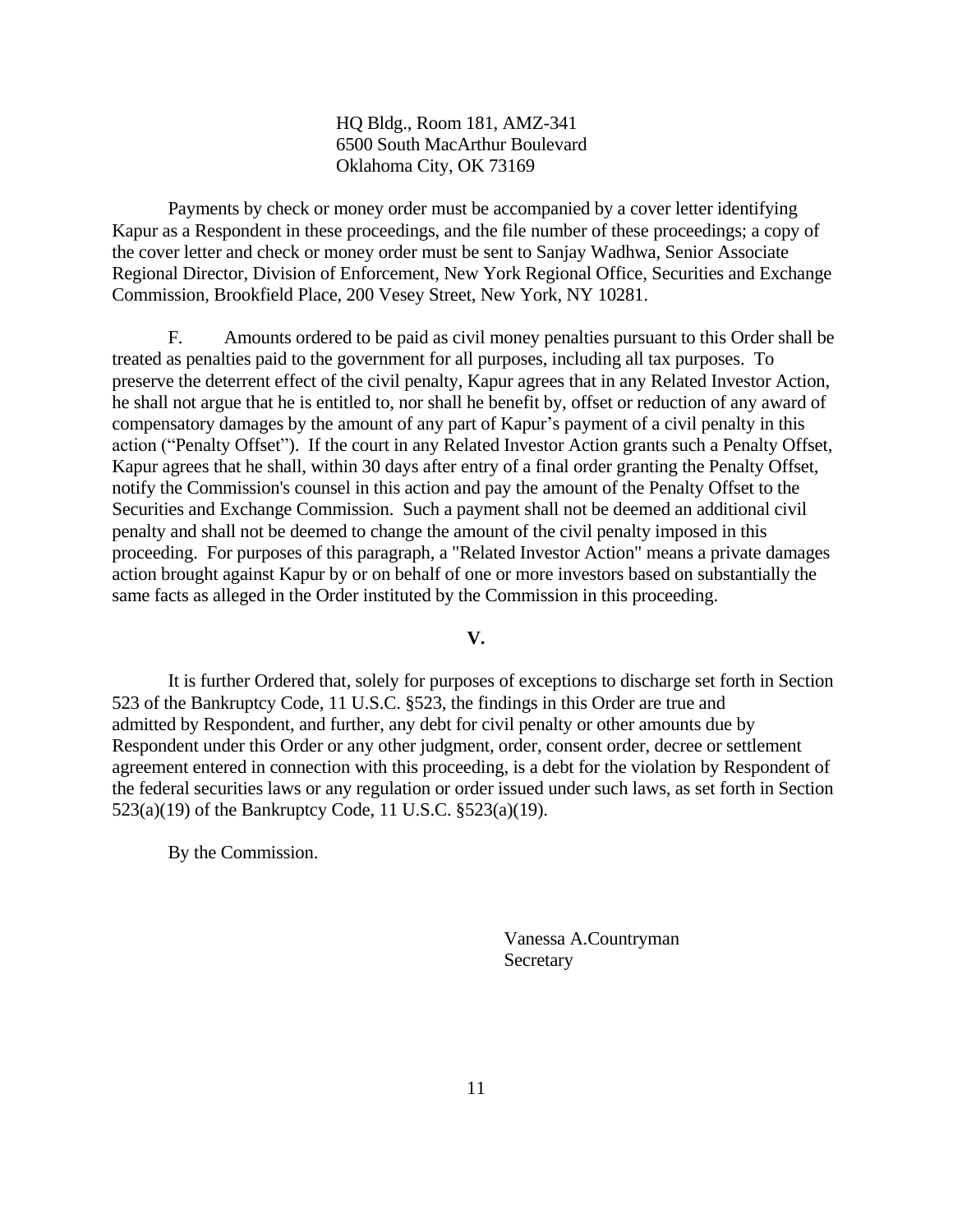HQ Bldg., Room 181, AMZ-341
6500 South MacArthur Boulevard
Oklahoma City, OK 73169

Payments by check or money order must be accompanied by a cover letter identifying Kapur as a Respondent in these proceedings, and the file number of these proceedings; a copy of the cover letter and check or money order must be sent to Sanjay Wadhwa, Senior Associate Regional Director, Division of Enforcement, New York Regional Office, Securities and Exchange Commission, Brookfield Place, 200 Vesey Street, New York, NY 10281.

F. Amounts ordered to be paid as civil money penalties pursuant to this Order shall be treated as penalties paid to the government for all purposes, including all tax purposes. To preserve the deterrent effect of the civil penalty, Kapur agrees that in any Related Investor Action, he shall not argue that he is entitled to, nor shall he benefit by, offset or reduction of any award of compensatory damages by the amount of any part of Kapur's payment of a civil penalty in this action ("Penalty Offset"). If the court in any Related Investor Action grants such a Penalty Offset, Kapur agrees that he shall, within 30 days after entry of a final order granting the Penalty Offset, notify the Commission's counsel in this action and pay the amount of the Penalty Offset to the Securities and Exchange Commission. Such a payment shall not be deemed an additional civil penalty and shall not be deemed to change the amount of the civil penalty imposed in this proceeding. For purposes of this paragraph, a "Related Investor Action" means a private damages action brought against Kapur by or on behalf of one or more investors based on substantially the same facts as alleged in the Order instituted by the Commission in this proceeding.

## V.

It is further Ordered that, solely for purposes of exceptions to discharge set forth in Section 523 of the Bankruptcy Code, 11 U.S.C. §523, the findings in this Order are true and admitted by Respondent, and further, any debt for civil penalty or other amounts due by Respondent under this Order or any other judgment, order, consent order, decree or settlement agreement entered in connection with this proceeding, is a debt for the violation by Respondent of the federal securities laws or any regulation or order issued under such laws, as set forth in Section 523(a)(19) of the Bankruptcy Code, 11 U.S.C. §523(a)(19).

By the Commission.

Vanessa A.Countryman
Secretary